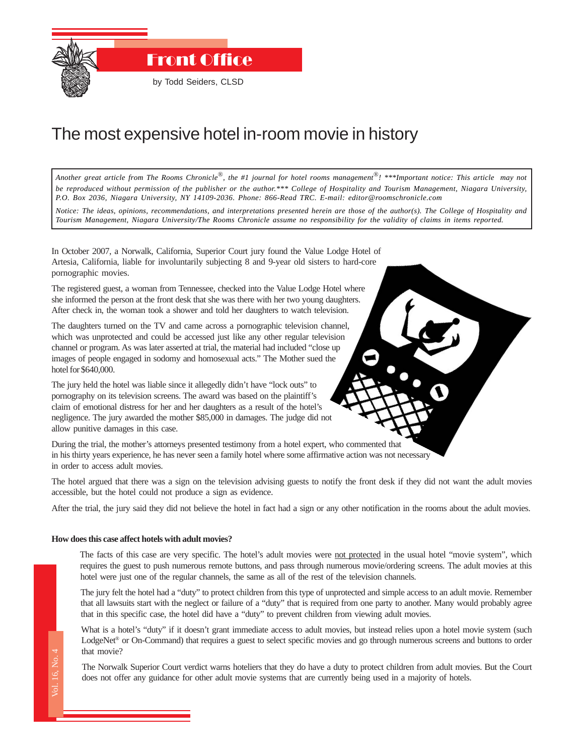# Front Office

by Todd Seiders, CLSD

## The most expensive hotel in-room movie in history

*Another great article from The Rooms Chronicle®, the #1 journal for hotel rooms management®! \*\*\*Important notice: This article may not be reproduced without permission of the publisher or the author.\*\*\* College of Hospitality and Tourism Management, Niagara University, P.O. Box 2036, Niagara University, NY 14109-2036. Phone: 866-Read TRC. E-mail: editor@roomschronicle.com*

*Notice: The ideas, opinions, recommendations, and interpretations presented herein are those of the author(s). The College of Hospitality and Tourism Management, Niagara University/The Rooms Chronicle assume no responsibility for the validity of claims in items reported.*

In October 2007, a Norwalk, California, Superior Court jury found the Value Lodge Hotel of Artesia, California, liable for involuntarily subjecting 8 and 9-year old sisters to hard-core pornographic movies.

The registered guest, a woman from Tennessee, checked into the Value Lodge Hotel where she informed the person at the front desk that she was there with her two young daughters. After check in, the woman took a shower and told her daughters to watch television.

The daughters turned on the TV and came across a pornographic television channel, which was unprotected and could be accessed just like any other regular television channel or program. As was later asserted at trial, the material had included "close up images of people engaged in sodomy and homosexual acts." The Mother sued the hotel for $640,000.

The jury held the hotel was liable since it allegedly didn't have "lock outs" to pornography on its television screens. The award was based on the plaintiff's claim of emotional distress for her and her daughters as a result of the hotel's negligence. The jury awarded the mother $85,000 in damages. The judge did not allow punitive damages in this case.

During the trial, the mother's attorneys presented testimony from a hotel expert, who commented that in his thirty years experience, he has never seen a family hotel where some affirmative action was not necessary in order to access adult movies.

The hotel argued that there was a sign on the television advising guests to notify the front desk if they did not want the adult movies accessible, but the hotel could not produce a sign as evidence.

After the trial, the jury said they did not believe the hotel in fact had a sign or any other notification in the rooms about the adult movies.

**How does this case affect hotels with adult movies?**

The facts of this case are very specific. The hotel's adult movies were not protected in the usual hotel "movie system", which requires the guest to push numerous remote buttons, and pass through numerous movie/ordering screens. The adult movies at this hotel were just one of the regular channels, the same as all of the rest of the television channels.

The jury felt the hotel had a "duty" to protect children from this type of unprotected and simple access to an adult movie. Remember that all lawsuits start with the neglect or failure of a "duty" that is required from one party to another. Many would probably agree that in this specific case, the hotel did have a "duty" to prevent children from viewing adult movies.

What is a hotel's "duty" if it doesn't grant immediate access to adult movies, but instead relies upon a hotel movie system (such LodgeNet® or On-Command) that requires a guest to select specific movies and go through numerous screens and buttons to order that movie?

The Norwalk Superior Court verdict warns hoteliers that they do have a duty to protect children from adult movies. But the Court does not offer any guidance for other adult movie systems that are currently being used in a majority of hotels.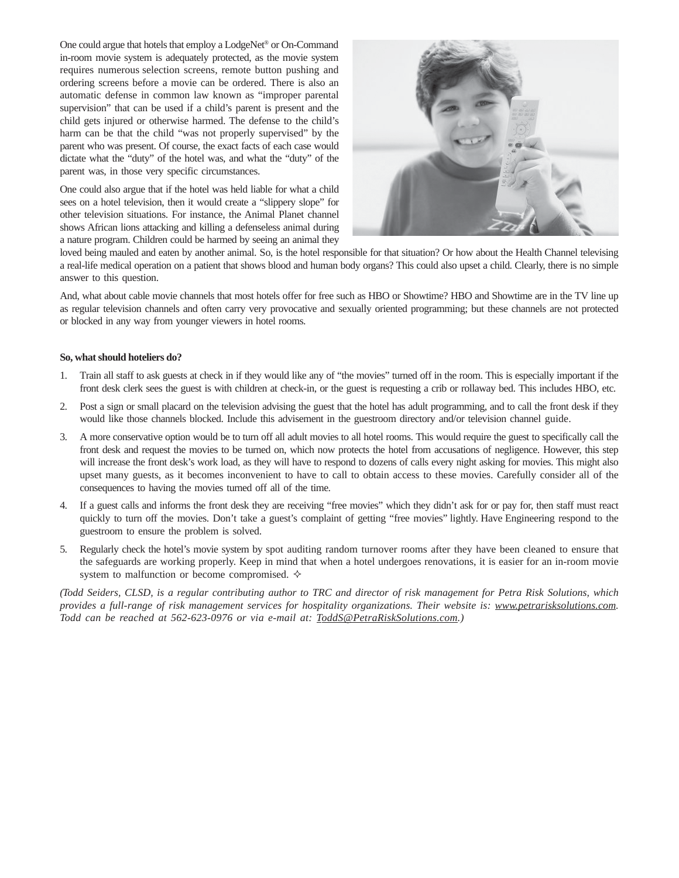One could argue that hotels that employ a LodgeNet® or On-Command in-room movie system is adequately protected, as the movie system requires numerous selection screens, remote button pushing and ordering screens before a movie can be ordered. There is also an automatic defense in common law known as "improper parental supervision" that can be used if a child's parent is present and the child gets injured or otherwise harmed. The defense to the child's harm can be that the child "was not properly supervised" by the parent who was present. Of course, the exact facts of each case would dictate what the "duty" of the hotel was, and what the "duty" of the parent was, in those very specific circumstances.

One could also argue that if the hotel was held liable for what a child sees on a hotel television, then it would create a "slippery slope" for other television situations. For instance, the Animal Planet channel shows African lions attacking and killing a defenseless animal during a nature program. Children could be harmed by seeing an animal they loved being mauled and eaten by another animal. So, is the hotel responsible for that situation? Or how about the Health Channel televising a real-life medical operation on a patient that shows blood and human body organs? This could also upset a child. Clearly, there is no simple answer to this question.

And, what about cable movie channels that most hotels offer for free such as HBO or Showtime? HBO and Showtime are in the TV line up as regular television channels and often carry very provocative and sexually oriented programming; but these channels are not protected or blocked in any way from younger viewers in hotel rooms.

**So, what should hoteliers do?**

1. Train all staff to ask guests at check in if they would like any of "the movies" turned off in the room. This is especially important if the front desk clerk sees the guest is with children at check-in, or the guest is requesting a crib or rollaway bed. This includes HBO, etc.
2. Post a sign or small placard on the television advising the guest that the hotel has adult programming, and to call the front desk if they would like those channels blocked. Include this advisement in the guestroom directory and/or television channel guide.
3. A more conservative option would be to turn off all adult movies to all hotel rooms. This would require the guest to specifically call the front desk and request the movies to be turned on, which now protects the hotel from accusations of negligence. However, this step will increase the front desk's work load, as they will have to respond to dozens of calls every night asking for movies. This might also upset many guests, as it becomes inconvenient to have to call to obtain access to these movies. Carefully consider all of the consequences to having the movies turned off all of the time.
4. If a guest calls and informs the front desk they are receiving "free movies" which they didn't ask for or pay for, then staff must react quickly to turn off the movies. Don't take a guest's complaint of getting "free movies" lightly. Have Engineering respond to the guestroom to ensure the problem is solved.
5. Regularly check the hotel's movie system by spot auditing random turnover rooms after they have been cleaned to ensure that the safeguards are working properly. Keep in mind that when a hotel undergoes renovations, it is easier for an in-room movie system to malfunction or become compromised. ✧

*(Todd Seiders, CLSD, is a regular contributing author to TRC and director of risk management for Petra Risk Solutions, which provides a full-range of risk management services for hospitality organizations. Their website is: www.petrarisksolutions.com. Todd can be reached at 562-623-0976 or via e-mail at: ToddS@PetraRiskSolutions.com.)*